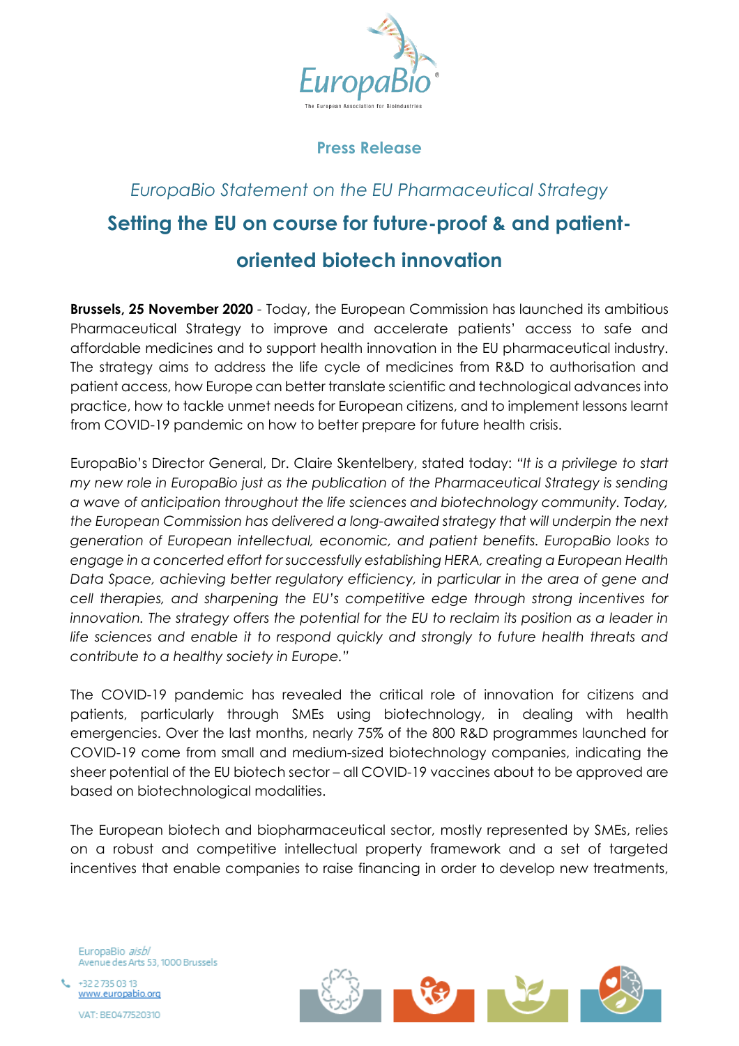**Press Release**

*EuropaBio Statement on the EU Pharmaceutical Strategy*

# Setting the EU on course for future-proof & and patient-oriented biotech innovation

**Brussels, 25 November 2020** - Today, the European Commission has launched its ambitious Pharmaceutical Strategy to improve and accelerate patients' access to safe and affordable medicines and to support health innovation in the EU pharmaceutical industry. The strategy aims to address the life cycle of medicines from R&D to authorisation and patient access, how Europe can better translate scientific and technological advances into practice, how to tackle unmet needs for European citizens, and to implement lessons learnt from COVID-19 pandemic on how to better prepare for future health crisis.

EuropaBio's Director General, Dr. Claire Skentelbery, stated today: *"It is a privilege to start my new role in EuropaBio just as the publication of the Pharmaceutical Strategy is sending a wave of anticipation throughout the life sciences and biotechnology community. Today, the European Commission has delivered a long-awaited strategy that will underpin the next generation of European intellectual, economic, and patient benefits. EuropaBio looks to engage in a concerted effort for successfully establishing HERA, creating a European Health Data Space, achieving better regulatory efficiency, in particular in the area of gene and cell therapies, and sharpening the EU's competitive edge through strong incentives for innovation. The strategy offers the potential for the EU to reclaim its position as a leader in life sciences and enable it to respond quickly and strongly to future health threats and contribute to a healthy society in Europe."*

The COVID-19 pandemic has revealed the critical role of innovation for citizens and patients, particularly through SMEs using biotechnology, in dealing with health emergencies. Over the last months, nearly 75% of the 800 R&D programmes launched for COVID-19 come from small and medium-sized biotechnology companies, indicating the sheer potential of the EU biotech sector – all COVID-19 vaccines about to be approved are based on biotechnological modalities.

The European biotech and biopharmaceutical sector, mostly represented by SMEs, relies on a robust and competitive intellectual property framework and a set of targeted incentives that enable companies to raise financing in order to develop new treatments,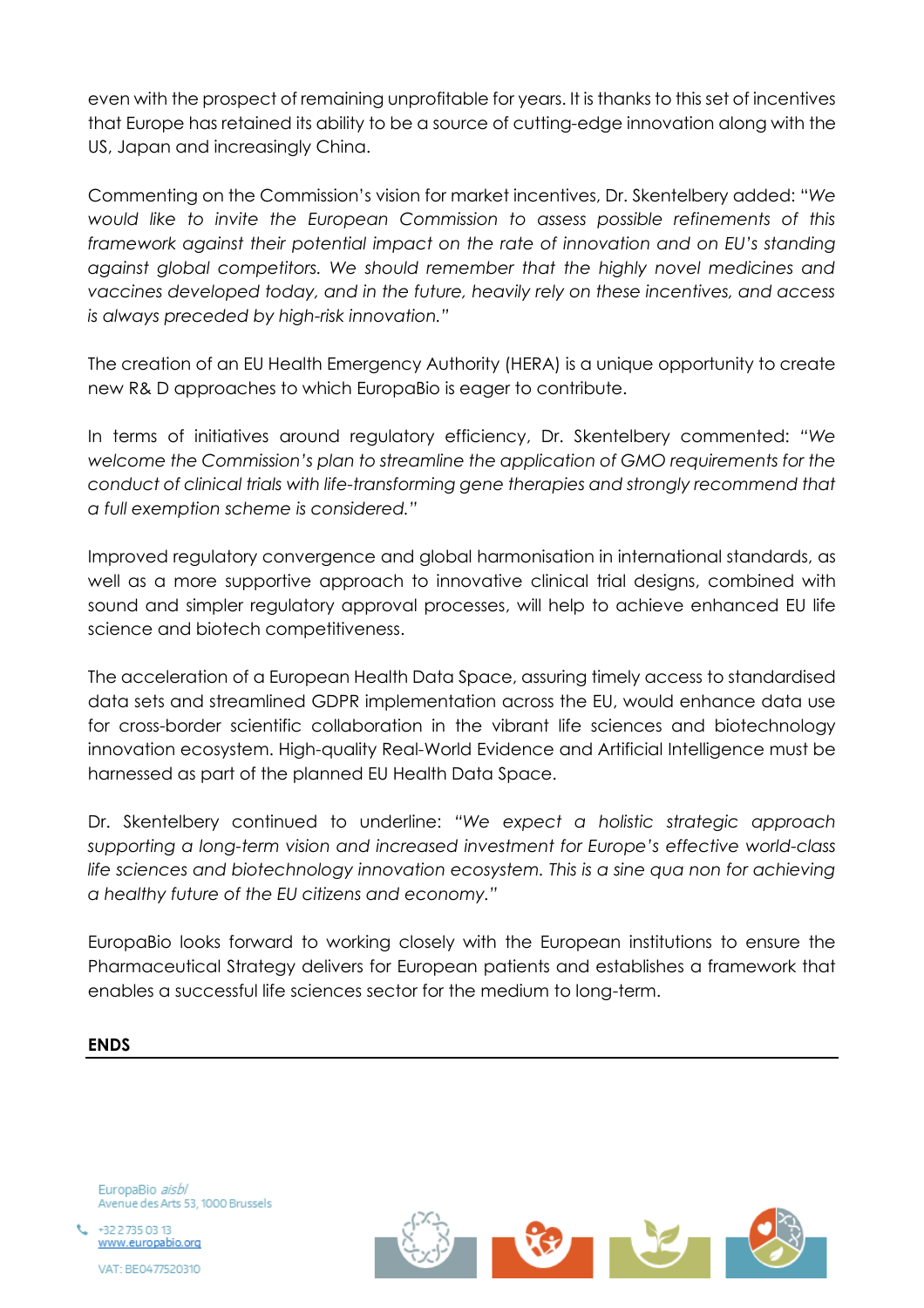even with the prospect of remaining unprofitable for years. It is thanks to this set of incentives that Europe has retained its ability to be a source of cutting-edge innovation along with the US, Japan and increasingly China.

Commenting on the Commission's vision for market incentives, Dr. Skentelbery added: "*We would like to invite the European Commission to assess possible refinements of this framework against their potential impact on the rate of innovation and on EU's standing against global competitors. We should remember that the highly novel medicines and vaccines developed today, and in the future, heavily rely on these incentives, and access is always preceded by high-risk innovation.*"

The creation of an EU Health Emergency Authority (HERA) is a unique opportunity to create new R& D approaches to which EuropaBio is eager to contribute.

In terms of initiatives around regulatory efficiency, Dr. Skentelbery commented: *"We welcome the Commission's plan to streamline the application of GMO requirements for the conduct of clinical trials with life-transforming gene therapies and strongly recommend that a full exemption scheme is considered."*

Improved regulatory convergence and global harmonisation in international standards, as well as a more supportive approach to innovative clinical trial designs, combined with sound and simpler regulatory approval processes, will help to achieve enhanced EU life science and biotech competitiveness.

The acceleration of a European Health Data Space, assuring timely access to standardised data sets and streamlined GDPR implementation across the EU, would enhance data use for cross-border scientific collaboration in the vibrant life sciences and biotechnology innovation ecosystem. High-quality Real-World Evidence and Artificial Intelligence must be harnessed as part of the planned EU Health Data Space.

Dr. Skentelbery continued to underline: *"We expect a holistic strategic approach supporting a long-term vision and increased investment for Europe's effective world-class life sciences and biotechnology innovation ecosystem. This is a sine qua non for achieving a healthy future of the EU citizens and economy."*

EuropaBio looks forward to working closely with the European institutions to ensure the Pharmaceutical Strategy delivers for European patients and establishes a framework that enables a successful life sciences sector for the medium to long-term.

**ENDS**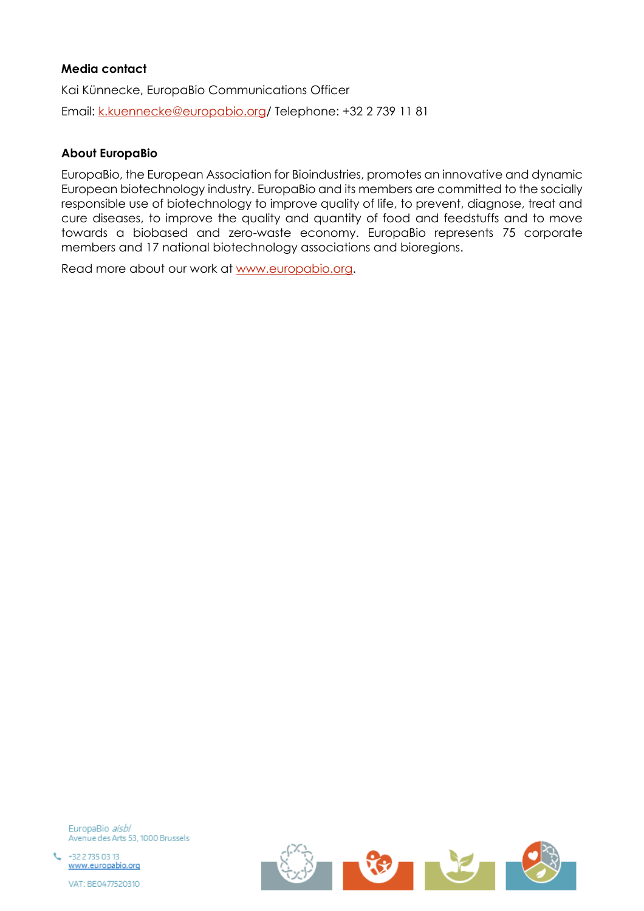**Media contact**

Kai Künnecke, EuropaBio Communications Officer

Email: k.kuennecke@europabio.org/ Telephone: +32 2 739 11 81

**About EuropaBio**

EuropaBio, the European Association for Bioindustries, promotes an innovative and dynamic European biotechnology industry. EuropaBio and its members are committed to the socially responsible use of biotechnology to improve quality of life, to prevent, diagnose, treat and cure diseases, to improve the quality and quantity of food and feedstuffs and to move towards a biobased and zero-waste economy. EuropaBio represents 75 corporate members and 17 national biotechnology associations and bioregions.

Read more about our work at www.europabio.org.